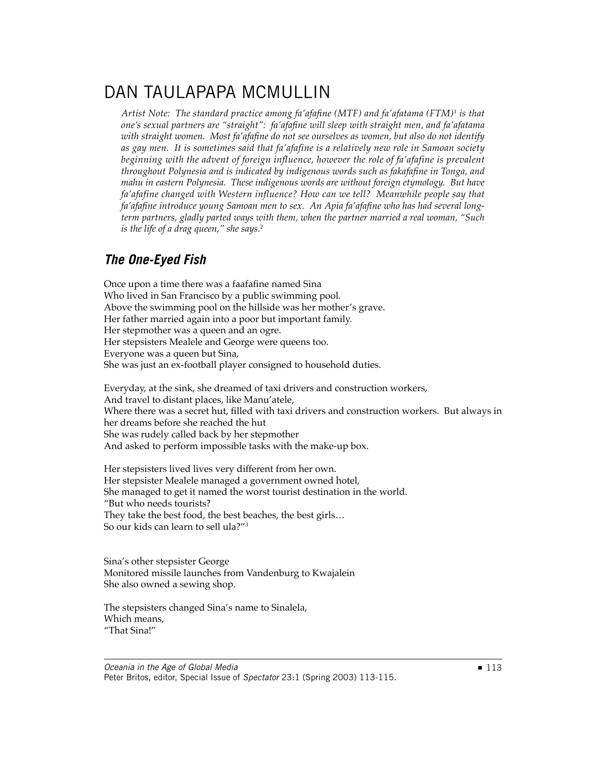# DAN TAULAPAPA MCMULLIN

*Artist Note: The standard practice among fa'afafine (MTF) and fa'afatama (FTM)[1] is that one's sexual partners are "straight": fa'afafine will sleep with straight men, and fa'afatama with straight women. Most fa'afafine do not see ourselves as women, but also do not identify as gay men. It is sometimes said that fa'afafine is a relatively new role in Samoan society beginning with the advent of foreign influence, however the role of fa'afafine is prevalent throughout Polynesia and is indicated by indigenous words such as fakafafine in Tonga, and mahu in eastern Polynesia. These indigenous words are without foreign etymology. But have fa'afafine changed with Western influence? How can we tell? Meanwhile people say that fa'afafine introduce young Samoan men to sex. An Apia fa'afafine who has had several long-term partners, gladly parted ways with them, when the partner married a real woman, "Such is the life of a drag queen," she says.*[2]

## *The One-Eyed Fish*

Once upon a time there was a faafafine named Sina  
Who lived in San Francisco by a public swimming pool.  
Above the swimming pool on the hillside was her mother's grave.  
Her father married again into a poor but important family.  
Her stepmother was a queen and an ogre.  
Her stepsisters Mealele and George were queens too.  
Everyone was a queen but Sina,  
She was just an ex-football player consigned to household duties.

Everyday, at the sink, she dreamed of taxi drivers and construction workers,  
And travel to distant places, like Manu'atele,  
Where there was a secret hut, filled with taxi drivers and construction workers. But always in her dreams before she reached the hut  
She was rudely called back by her stepmother  
And asked to perform impossible tasks with the make-up box.

Her stepsisters lived lives very different from her own.  
Her stepsister Mealele managed a government owned hotel,  
She managed to get it named the worst tourist destination in the world.  
"But who needs tourists?  
They take the best food, the best beaches, the best girls…  
So our kids can learn to sell ula?"[3]

Sina's other stepsister George  
Monitored missile launches from Vandenburg to Kwajalein  
She also owned a sewing shop.

The stepsisters changed Sina's name to Sinalela,  
Which means,  
"That Sina!"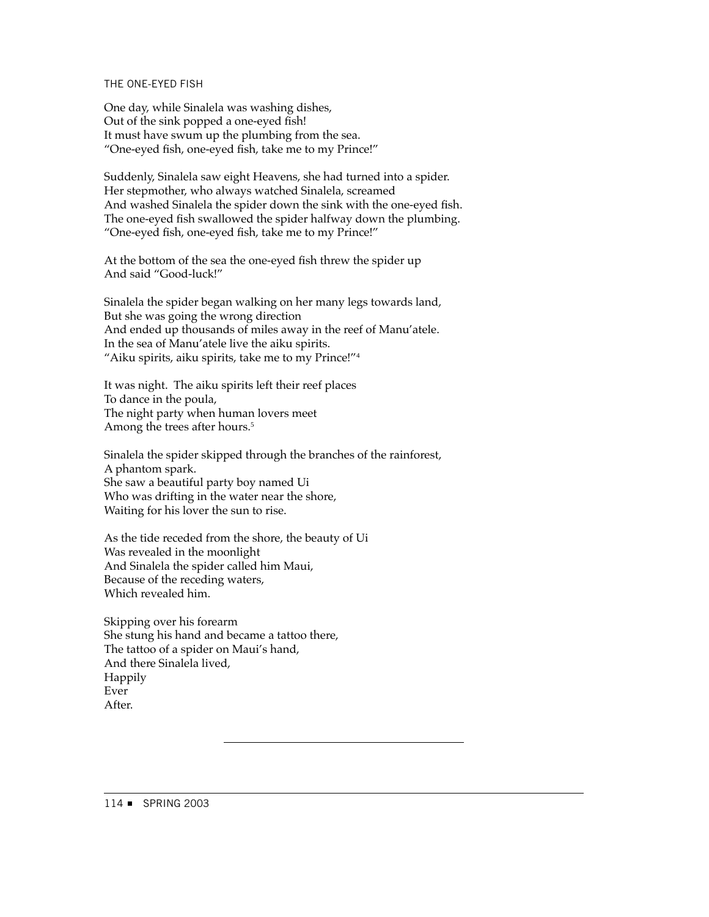THE ONE-EYED FISH

One day, while Sinalela was washing dishes,  
Out of the sink popped a one-eyed fish!  
It must have swum up the plumbing from the sea.  
"One-eyed fish, one-eyed fish, take me to my Prince!"

Suddenly, Sinalela saw eight Heavens, she had turned into a spider.  
Her stepmother, who always watched Sinalela, screamed  
And washed Sinalela the spider down the sink with the one-eyed fish.  
The one-eyed fish swallowed the spider halfway down the plumbing.  
"One-eyed fish, one-eyed fish, take me to my Prince!"

At the bottom of the sea the one-eyed fish threw the spider up  
And said "Good-luck!"

Sinalela the spider began walking on her many legs towards land,  
But she was going the wrong direction  
And ended up thousands of miles away in the reef of Manu'atele.  
In the sea of Manu'atele live the aiku spirits.  
"Aiku spirits, aiku spirits, take me to my Prince!"[4]

It was night. The aiku spirits left their reef places  
To dance in the poula,  
The night party when human lovers meet  
Among the trees after hours.[5]

Sinalela the spider skipped through the branches of the rainforest,  
A phantom spark.  
She saw a beautiful party boy named Ui  
Who was drifting in the water near the shore,  
Waiting for his lover the sun to rise.

As the tide receded from the shore, the beauty of Ui  
Was revealed in the moonlight  
And Sinalela the spider called him Maui,  
Because of the receding waters,  
Which revealed him.

Skipping over his forearm  
She stung his hand and became a tattoo there,  
The tattoo of a spider on Maui's hand,  
And there Sinalela lived,  
Happily  
Ever  
After.

---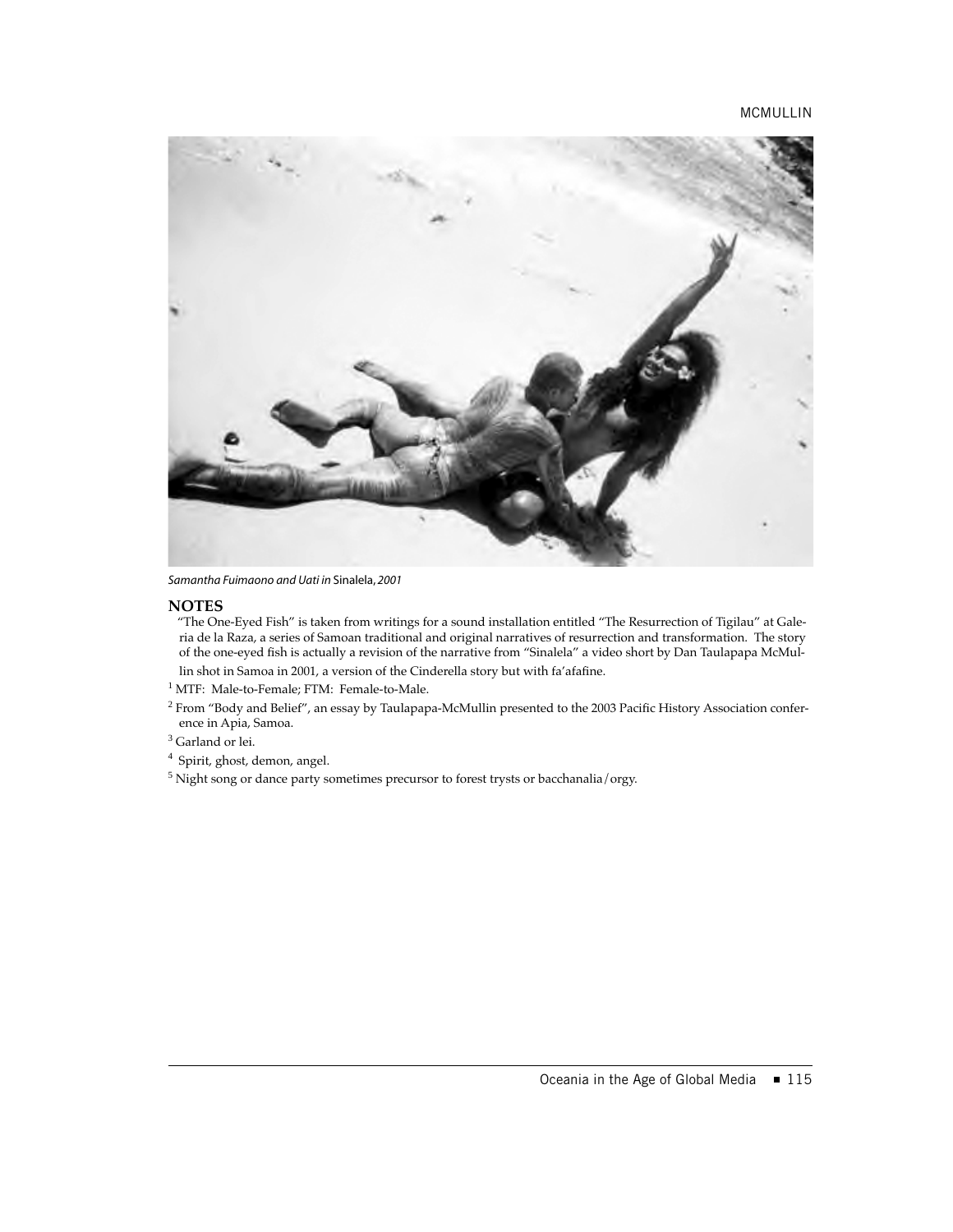*Samantha Fuimaono and Uati in* Sinalela, *2001*

## NOTES

"The One-Eyed Fish" is taken from writings for a sound installation entitled "The Resurrection of Tigilau" at Galeria de la Raza, a series of Samoan traditional and original narratives of resurrection and transformation. The story of the one-eyed fish is actually a revision of the narrative from "Sinalela" a video short by Dan Taulapapa McMullin shot in Samoa in 2001, a version of the Cinderella story but with fa'afafine.

[1] MTF: Male-to-Female; FTM: Female-to-Male.

[2] From "Body and Belief", an essay by Taulapapa-McMullin presented to the 2003 Pacific History Association conference in Apia, Samoa.

[3] Garland or lei.

[4] Spirit, ghost, demon, angel.

[5] Night song or dance party sometimes precursor to forest trysts or bacchanalia/orgy.